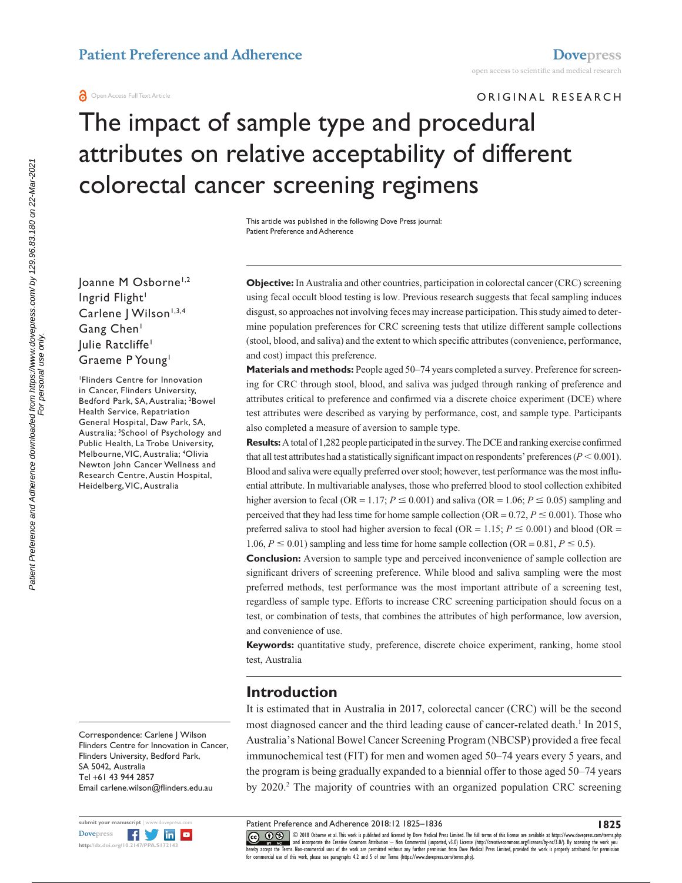ORIGINAL RESEARCH

# The impact of sample type and procedural attributes on relative acceptability of different colorectal cancer screening regimens

This article was published in the following Dove Press journal: Patient Preference and Adherence

Joanne M Osborne[1,2]
Ingrid Flight[1]
Carlene J Wilson[1,3,4]
Gang Chen[1]
Julie Ratcliffe[1]
Graeme P Young[1]

[1]Flinders Centre for Innovation in Cancer, Flinders University, Bedford Park, SA, Australia; [2]Bowel Health Service, Repatriation General Hospital, Daw Park, SA, Australia; [3]School of Psychology and Public Health, La Trobe University, Melbourne, VIC, Australia; [4]Olivia Newton John Cancer Wellness and Research Centre, Austin Hospital, Heidelberg, VIC, Australia

Correspondence: Carlene J Wilson
Flinders Centre for Innovation in Cancer, Flinders University, Bedford Park, SA 5042, Australia
Tel +61 43 944 2857
Email carlene.wilson@flinders.edu.au

**Objective:** In Australia and other countries, participation in colorectal cancer (CRC) screening using fecal occult blood testing is low. Previous research suggests that fecal sampling induces disgust, so approaches not involving feces may increase participation. This study aimed to determine population preferences for CRC screening tests that utilize different sample collections (stool, blood, and saliva) and the extent to which specific attributes (convenience, performance, and cost) impact this preference.

**Materials and methods:** People aged 50–74 years completed a survey. Preference for screening for CRC through stool, blood, and saliva was judged through ranking of preference and attributes critical to preference and confirmed via a discrete choice experiment (DCE) where test attributes were described as varying by performance, cost, and sample type. Participants also completed a measure of aversion to sample type.

**Results:** A total of 1,282 people participated in the survey. The DCE and ranking exercise confirmed that all test attributes had a statistically significant impact on respondents' preferences ($P < 0.001$). Blood and saliva were equally preferred over stool; however, test performance was the most influential attribute. In multivariable analyses, those who preferred blood to stool collection exhibited higher aversion to fecal (OR = 1.17; $P \leq 0.001$) and saliva (OR = 1.06; $P \leq 0.05$) sampling and perceived that they had less time for home sample collection (OR = 0.72, $P \leq 0.001$). Those who preferred saliva to stool had higher aversion to fecal (OR = 1.15; $P \leq 0.001$) and blood (OR = 1.06, $P \leq 0.01$) sampling and less time for home sample collection (OR = 0.81, $P \leq 0.5$).

**Conclusion:** Aversion to sample type and perceived inconvenience of sample collection are significant drivers of screening preference. While blood and saliva sampling were the most preferred methods, test performance was the most important attribute of a screening test, regardless of sample type. Efforts to increase CRC screening participation should focus on a test, or combination of tests, that combines the attributes of high performance, low aversion, and convenience of use.

**Keywords:** quantitative study, preference, discrete choice experiment, ranking, home stool test, Australia

## Introduction

It is estimated that in Australia in 2017, colorectal cancer (CRC) will be the second most diagnosed cancer and the third leading cause of cancer-related death.[1] In 2015, Australia's National Bowel Cancer Screening Program (NBCSP) provided a free fecal immunochemical test (FIT) for men and women aged 50–74 years every 5 years, and the program is being gradually expanded to a biennial offer to those aged 50–74 years by 2020.[2] The majority of countries with an organized population CRC screening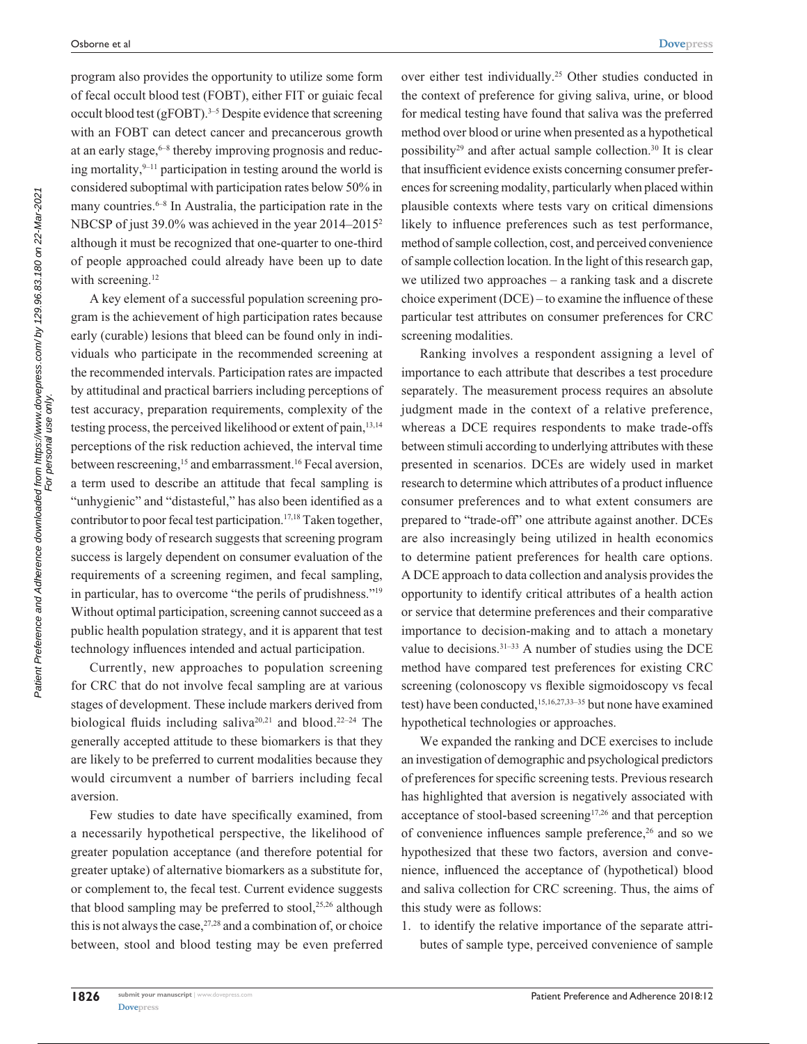program also provides the opportunity to utilize some form of fecal occult blood test (FOBT), either FIT or guiaic fecal occult blood test (gFOBT).[3–5] Despite evidence that screening with an FOBT can detect cancer and precancerous growth at an early stage,[6–8] thereby improving prognosis and reducing mortality,[9–11] participation in testing around the world is considered suboptimal with participation rates below 50% in many countries.[6–8] In Australia, the participation rate in the NBCSP of just 39.0% was achieved in the year 2014–2015[2] although it must be recognized that one-quarter to one-third of people approached could already have been up to date with screening.[12]

A key element of a successful population screening program is the achievement of high participation rates because early (curable) lesions that bleed can be found only in individuals who participate in the recommended screening at the recommended intervals. Participation rates are impacted by attitudinal and practical barriers including perceptions of test accuracy, preparation requirements, complexity of the testing process, the perceived likelihood or extent of pain,[13,14] perceptions of the risk reduction achieved, the interval time between rescreening,[15] and embarrassment.[16] Fecal aversion, a term used to describe an attitude that fecal sampling is "unhygienic" and "distasteful," has also been identified as a contributor to poor fecal test participation.[17,18] Taken together, a growing body of research suggests that screening program success is largely dependent on consumer evaluation of the requirements of a screening regimen, and fecal sampling, in particular, has to overcome "the perils of prudishness."[19] Without optimal participation, screening cannot succeed as a public health population strategy, and it is apparent that test technology influences intended and actual participation.

Currently, new approaches to population screening for CRC that do not involve fecal sampling are at various stages of development. These include markers derived from biological fluids including saliva[20,21] and blood.[22–24] The generally accepted attitude to these biomarkers is that they are likely to be preferred to current modalities because they would circumvent a number of barriers including fecal aversion.

Few studies to date have specifically examined, from a necessarily hypothetical perspective, the likelihood of greater population acceptance (and therefore potential for greater uptake) of alternative biomarkers as a substitute for, or complement to, the fecal test. Current evidence suggests that blood sampling may be preferred to stool,[25,26] although this is not always the case,[27,28] and a combination of, or choice between, stool and blood testing may be even preferred over either test individually.[25] Other studies conducted in the context of preference for giving saliva, urine, or blood for medical testing have found that saliva was the preferred method over blood or urine when presented as a hypothetical possibility[29] and after actual sample collection.[30] It is clear that insufficient evidence exists concerning consumer preferences for screening modality, particularly when placed within plausible contexts where tests vary on critical dimensions likely to influence preferences such as test performance, method of sample collection, cost, and perceived convenience of sample collection location. In the light of this research gap, we utilized two approaches – a ranking task and a discrete choice experiment (DCE) – to examine the influence of these particular test attributes on consumer preferences for CRC screening modalities.

Ranking involves a respondent assigning a level of importance to each attribute that describes a test procedure separately. The measurement process requires an absolute judgment made in the context of a relative preference, whereas a DCE requires respondents to make trade-offs between stimuli according to underlying attributes with these presented in scenarios. DCEs are widely used in market research to determine which attributes of a product influence consumer preferences and to what extent consumers are prepared to "trade-off" one attribute against another. DCEs are also increasingly being utilized in health economics to determine patient preferences for health care options. A DCE approach to data collection and analysis provides the opportunity to identify critical attributes of a health action or service that determine preferences and their comparative importance to decision-making and to attach a monetary value to decisions.[31–33] A number of studies using the DCE method have compared test preferences for existing CRC screening (colonoscopy vs flexible sigmoidoscopy vs fecal test) have been conducted,[15,16,27,33–35] but none have examined hypothetical technologies or approaches.

We expanded the ranking and DCE exercises to include an investigation of demographic and psychological predictors of preferences for specific screening tests. Previous research has highlighted that aversion is negatively associated with acceptance of stool-based screening[17,26] and that perception of convenience influences sample preference,[26] and so we hypothesized that these two factors, aversion and convenience, influenced the acceptance of (hypothetical) blood and saliva collection for CRC screening. Thus, the aims of this study were as follows:

1. to identify the relative importance of the separate attributes of sample type, perceived convenience of sample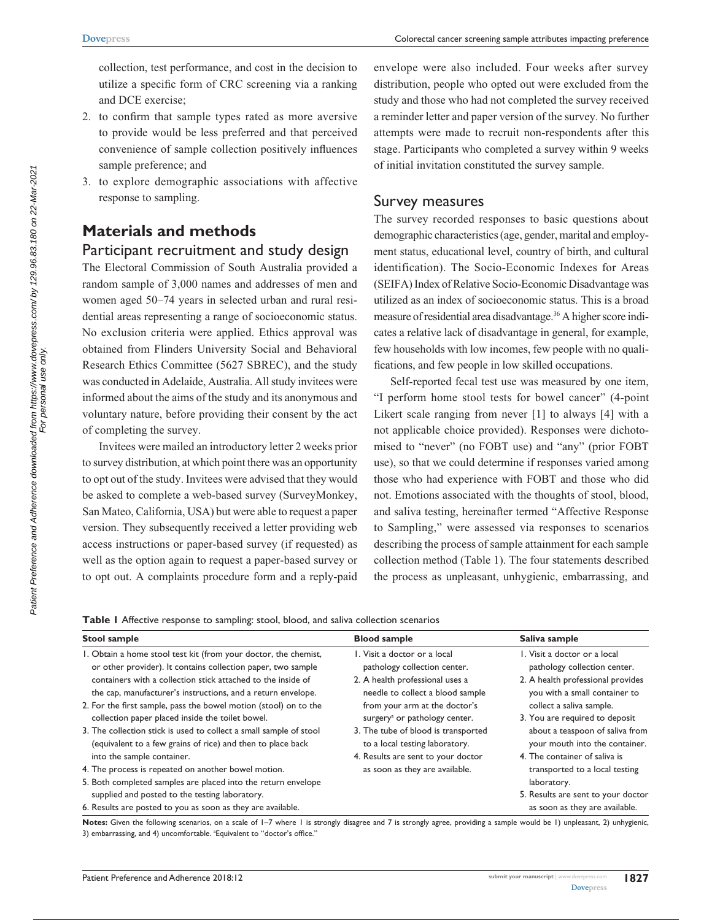collection, test performance, and cost in the decision to utilize a specific form of CRC screening via a ranking and DCE exercise;

2. to confirm that sample types rated as more aversive to provide would be less preferred and that perceived convenience of sample collection positively influences sample preference; and
3. to explore demographic associations with affective response to sampling.

## Materials and methods

### Participant recruitment and study design

The Electoral Commission of South Australia provided a random sample of 3,000 names and addresses of men and women aged 50–74 years in selected urban and rural residential areas representing a range of socioeconomic status. No exclusion criteria were applied. Ethics approval was obtained from Flinders University Social and Behavioral Research Ethics Committee (5627 SBREC), and the study was conducted in Adelaide, Australia. All study invitees were informed about the aims of the study and its anonymous and voluntary nature, before providing their consent by the act of completing the survey.

Invitees were mailed an introductory letter 2 weeks prior to survey distribution, at which point there was an opportunity to opt out of the study. Invitees were advised that they would be asked to complete a web-based survey (SurveyMonkey, San Mateo, California, USA) but were able to request a paper version. They subsequently received a letter providing web access instructions or paper-based survey (if requested) as well as the option again to request a paper-based survey or to opt out. A complaints procedure form and a reply-paid envelope were also included. Four weeks after survey distribution, people who opted out were excluded from the study and those who had not completed the survey received a reminder letter and paper version of the survey. No further attempts were made to recruit non-respondents after this stage. Participants who completed a survey within 9 weeks of initial invitation constituted the survey sample.

### Survey measures

The survey recorded responses to basic questions about demographic characteristics (age, gender, marital and employment status, educational level, country of birth, and cultural identification). The Socio-Economic Indexes for Areas (SEIFA) Index of Relative Socio-Economic Disadvantage was utilized as an index of socioeconomic status. This is a broad measure of residential area disadvantage.[36] A higher score indicates a relative lack of disadvantage in general, for example, few households with low incomes, few people with no qualifications, and few people in low skilled occupations.

Self-reported fecal test use was measured by one item, "I perform home stool tests for bowel cancer" (4-point Likert scale ranging from never [1] to always [4] with a not applicable choice provided). Responses were dichotomised to "never" (no FOBT use) and "any" (prior FOBT use), so that we could determine if responses varied among those who had experience with FOBT and those who did not. Emotions associated with the thoughts of stool, blood, and saliva testing, hereinafter termed "Affective Response to Sampling," were assessed via responses to scenarios describing the process of sample attainment for each sample collection method (Table 1). The four statements described the process as unpleasant, unhygienic, embarrassing, and

**Table 1** Affective response to sampling: stool, blood, and saliva collection scenarios

| Stool sample | Blood sample | Saliva sample |
|---|---|---|
| 1. Obtain a home stool test kit (from your doctor, the chemist, or other provider). It contains collection paper, two sample containers with a collection stick attached to the inside of the cap, manufacturer's instructions, and a return envelope.<br>2. For the first sample, pass the bowel motion (stool) on to the collection paper placed inside the toilet bowel.<br>3. The collection stick is used to collect a small sample of stool (equivalent to a few grains of rice) and then to place back into the sample container.<br>4. The process is repeated on another bowel motion.<br>5. Both completed samples are placed into the return envelope supplied and posted to the testing laboratory.<br>6. Results are posted to you as soon as they are available. | 1. Visit a doctor or a local pathology collection center.<br>2. A health professional uses a needle to collect a blood sample from your arm at the doctor's surgery[a] or pathology center.<br>3. The tube of blood is transported to a local testing laboratory.<br>4. Results are sent to your doctor as soon as they are available. | 1. Visit a doctor or a local pathology collection center.<br>2. A health professional provides you with a small container to collect a saliva sample.<br>3. You are required to deposit about a teaspoon of saliva from your mouth into the container.<br>4. The container of saliva is transported to a local testing laboratory.<br>5. Results are sent to your doctor as soon as they are available. |

**Notes:** Given the following scenarios, on a scale of 1–7 where 1 is strongly disagree and 7 is strongly agree, providing a sample would be 1) unpleasant, 2) unhygienic, 3) embarrassing, and 4) uncomfortable. [a]Equivalent to "doctor's office."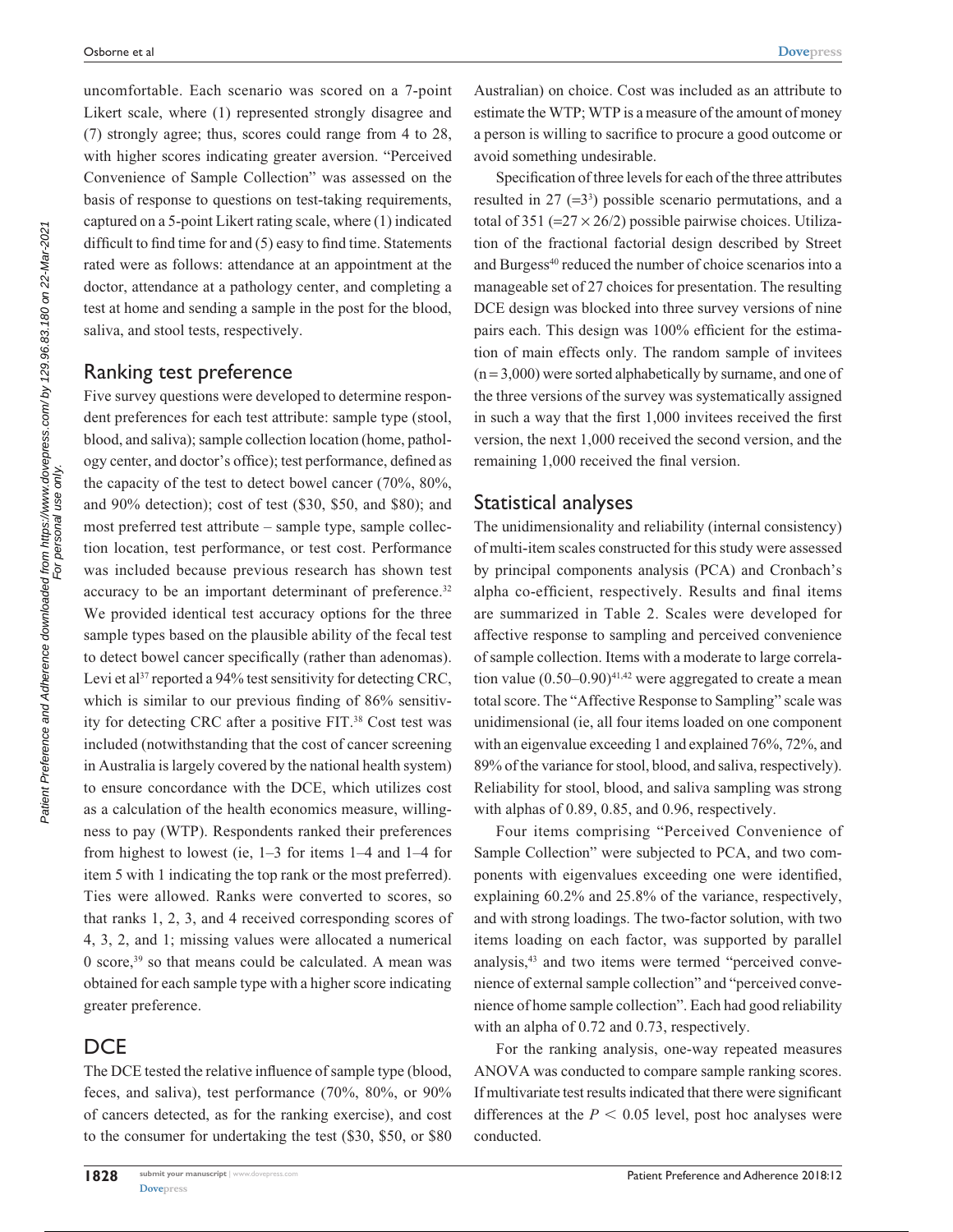uncomfortable. Each scenario was scored on a 7-point Likert scale, where (1) represented strongly disagree and (7) strongly agree; thus, scores could range from 4 to 28, with higher scores indicating greater aversion. "Perceived Convenience of Sample Collection" was assessed on the basis of response to questions on test-taking requirements, captured on a 5-point Likert rating scale, where (1) indicated difficult to find time for and (5) easy to find time. Statements rated were as follows: attendance at an appointment at the doctor, attendance at a pathology center, and completing a test at home and sending a sample in the post for the blood, saliva, and stool tests, respectively.

## Ranking test preference

Five survey questions were developed to determine respondent preferences for each test attribute: sample type (stool, blood, and saliva); sample collection location (home, pathology center, and doctor's office); test performance, defined as the capacity of the test to detect bowel cancer (70%, 80%, and 90% detection); cost of test ($30, $50, and $80); and most preferred test attribute – sample type, sample collection location, test performance, or test cost. Performance was included because previous research has shown test accuracy to be an important determinant of preference.[32] We provided identical test accuracy options for the three sample types based on the plausible ability of the fecal test to detect bowel cancer specifically (rather than adenomas). Levi et al[37] reported a 94% test sensitivity for detecting CRC, which is similar to our previous finding of 86% sensitivity for detecting CRC after a positive FIT.[38] Cost test was included (notwithstanding that the cost of cancer screening in Australia is largely covered by the national health system) to ensure concordance with the DCE, which utilizes cost as a calculation of the health economics measure, willingness to pay (WTP). Respondents ranked their preferences from highest to lowest (ie, 1–3 for items 1–4 and 1–4 for item 5 with 1 indicating the top rank or the most preferred). Ties were allowed. Ranks were converted to scores, so that ranks 1, 2, 3, and 4 received corresponding scores of 4, 3, 2, and 1; missing values were allocated a numerical 0 score,[39] so that means could be calculated. A mean was obtained for each sample type with a higher score indicating greater preference.

## DCE

The DCE tested the relative influence of sample type (blood, feces, and saliva), test performance (70%, 80%, or 90% of cancers detected, as for the ranking exercise), and cost to the consumer for undertaking the test ($30, $50, or $80 Australian) on choice. Cost was included as an attribute to estimate the WTP; WTP is a measure of the amount of money a person is willing to sacrifice to procure a good outcome or avoid something undesirable.

Specification of three levels for each of the three attributes resulted in 27 ($=3^3$) possible scenario permutations, and a total of 351 ($=27 \times 26/2$) possible pairwise choices. Utilization of the fractional factorial design described by Street and Burgess[40] reduced the number of choice scenarios into a manageable set of 27 choices for presentation. The resulting DCE design was blocked into three survey versions of nine pairs each. This design was 100% efficient for the estimation of main effects only. The random sample of invitees ($n = 3{,}000$) were sorted alphabetically by surname, and one of the three versions of the survey was systematically assigned in such a way that the first 1,000 invitees received the first version, the next 1,000 received the second version, and the remaining 1,000 received the final version.

## Statistical analyses

The unidimensionality and reliability (internal consistency) of multi-item scales constructed for this study were assessed by principal components analysis (PCA) and Cronbach's alpha co-efficient, respectively. Results and final items are summarized in Table 2. Scales were developed for affective response to sampling and perceived convenience of sample collection. Items with a moderate to large correlation value (0.50–0.90)[41,42] were aggregated to create a mean total score. The "Affective Response to Sampling" scale was unidimensional (ie, all four items loaded on one component with an eigenvalue exceeding 1 and explained 76%, 72%, and 89% of the variance for stool, blood, and saliva, respectively). Reliability for stool, blood, and saliva sampling was strong with alphas of 0.89, 0.85, and 0.96, respectively.

Four items comprising "Perceived Convenience of Sample Collection" were subjected to PCA, and two components with eigenvalues exceeding one were identified, explaining 60.2% and 25.8% of the variance, respectively, and with strong loadings. The two-factor solution, with two items loading on each factor, was supported by parallel analysis,[43] and two items were termed "perceived convenience of external sample collection" and "perceived convenience of home sample collection". Each had good reliability with an alpha of 0.72 and 0.73, respectively.

For the ranking analysis, one-way repeated measures ANOVA was conducted to compare sample ranking scores. If multivariate test results indicated that there were significant differences at the $P < 0.05$ level, post hoc analyses were conducted.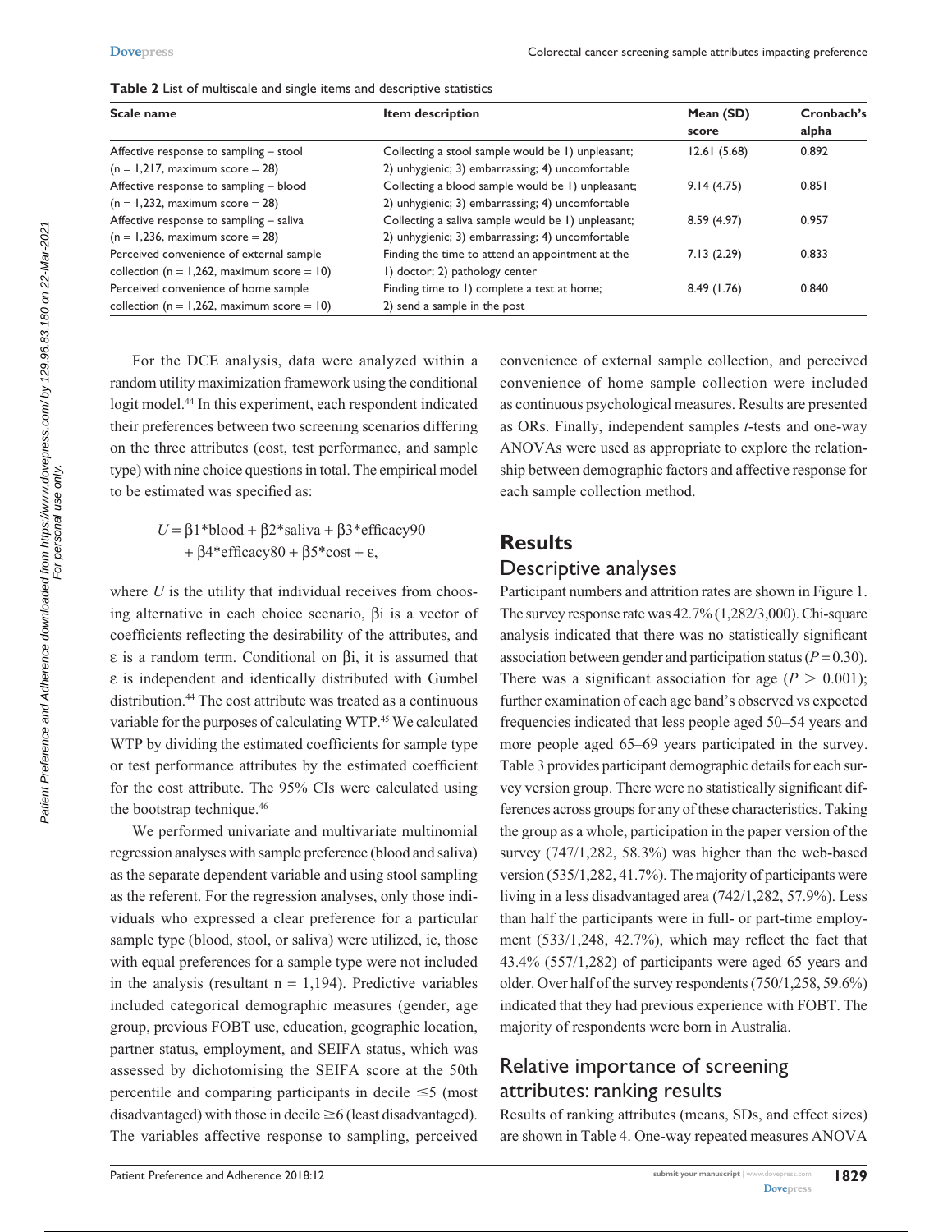**Table 2** List of multiscale and single items and descriptive statistics

| Scale name | Item description | Mean (SD) score | Cronbach's alpha |
|---|---|---|---|
| Affective response to sampling – stool (n = 1,217, maximum score = 28) | Collecting a stool sample would be 1) unpleasant; 2) unhygienic; 3) embarrassing; 4) uncomfortable | 12.61 (5.68) | 0.892 |
| Affective response to sampling – blood (n = 1,232, maximum score = 28) | Collecting a blood sample would be 1) unpleasant; 2) unhygienic; 3) embarrassing; 4) uncomfortable | 9.14 (4.75) | 0.851 |
| Affective response to sampling – saliva (n = 1,236, maximum score = 28) | Collecting a saliva sample would be 1) unpleasant; 2) unhygienic; 3) embarrassing; 4) uncomfortable | 8.59 (4.97) | 0.957 |
| Perceived convenience of external sample collection (n = 1,262, maximum score = 10) | Finding the time to attend an appointment at the 1) doctor; 2) pathology center | 7.13 (2.29) | 0.833 |
| Perceived convenience of home sample collection (n = 1,262, maximum score = 10) | Finding time to 1) complete a test at home; 2) send a sample in the post | 8.49 (1.76) | 0.840 |

For the DCE analysis, data were analyzed within a random utility maximization framework using the conditional logit model.[44] In this experiment, each respondent indicated their preferences between two screening scenarios differing on the three attributes (cost, test performance, and sample type) with nine choice questions in total. The empirical model to be estimated was specified as:

$$U = \beta1{*}\text{blood} + \beta2{*}\text{saliva} + \beta3{*}\text{efficacy90} + \beta4{*}\text{efficacy80} + \beta5{*}\text{cost} + \varepsilon,$$

where $U$ is the utility that individual receives from choosing alternative in each choice scenario, $\beta i$ is a vector of coefficients reflecting the desirability of the attributes, and $\varepsilon$ is a random term. Conditional on $\beta i$, it is assumed that $\varepsilon$ is independent and identically distributed with Gumbel distribution.[44] The cost attribute was treated as a continuous variable for the purposes of calculating WTP.[45] We calculated WTP by dividing the estimated coefficients for sample type or test performance attributes by the estimated coefficient for the cost attribute. The 95% CIs were calculated using the bootstrap technique.[46]

We performed univariate and multivariate multinomial regression analyses with sample preference (blood and saliva) as the separate dependent variable and using stool sampling as the referent. For the regression analyses, only those individuals who expressed a clear preference for a particular sample type (blood, stool, or saliva) were utilized, ie, those with equal preferences for a sample type were not included in the analysis (resultant n = 1,194). Predictive variables included categorical demographic measures (gender, age group, previous FOBT use, education, geographic location, partner status, employment, and SEIFA status, which was assessed by dichotomising the SEIFA score at the 50th percentile and comparing participants in decile ≤5 (most disadvantaged) with those in decile ≥6 (least disadvantaged). The variables affective response to sampling, perceived convenience of external sample collection, and perceived convenience of home sample collection were included as continuous psychological measures. Results are presented as ORs. Finally, independent samples *t*-tests and one-way ANOVAs were used as appropriate to explore the relationship between demographic factors and affective response for each sample collection method.

## Results

### Descriptive analyses

Participant numbers and attrition rates are shown in Figure 1. The survey response rate was 42.7% (1,282/3,000). Chi-square analysis indicated that there was no statistically significant association between gender and participation status ($P = 0.30$). There was a significant association for age ($P > 0.001$); further examination of each age band's observed vs expected frequencies indicated that less people aged 50–54 years and more people aged 65–69 years participated in the survey. Table 3 provides participant demographic details for each survey version group. There were no statistically significant differences across groups for any of these characteristics. Taking the group as a whole, participation in the paper version of the survey (747/1,282, 58.3%) was higher than the web-based version (535/1,282, 41.7%). The majority of participants were living in a less disadvantaged area (742/1,282, 57.9%). Less than half the participants were in full- or part-time employment (533/1,248, 42.7%), which may reflect the fact that 43.4% (557/1,282) of participants were aged 65 years and older. Over half of the survey respondents (750/1,258, 59.6%) indicated that they had previous experience with FOBT. The majority of respondents were born in Australia.

### Relative importance of screening attributes: ranking results

Results of ranking attributes (means, SDs, and effect sizes) are shown in Table 4. One-way repeated measures ANOVA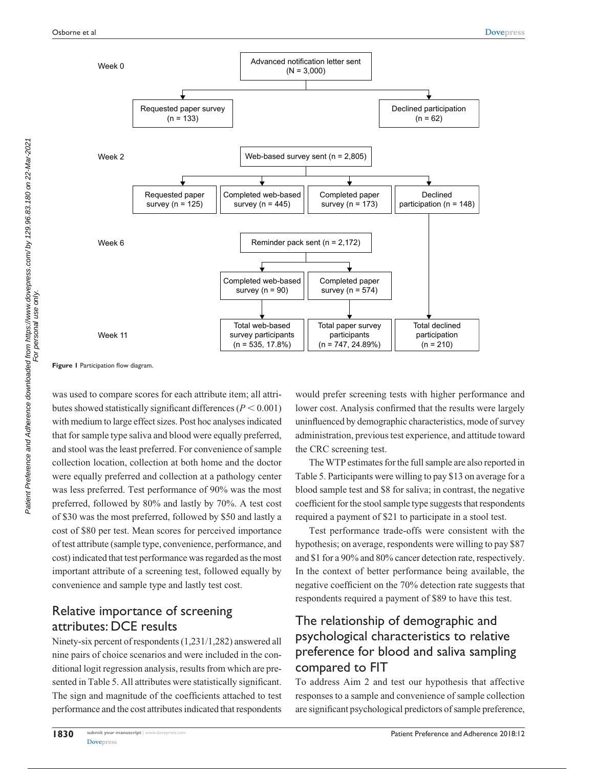Week 0

- Advanced notification letter sent (N = 3,000)
  - Requested paper survey (n = 133)
  - Declined participation (n = 62)

Week 2

- Web-based survey sent (n = 2,805)
  - Requested paper survey (n = 125)
  - Completed web-based survey (n = 445)
  - Completed paper survey (n = 173)
  - Declined participation (n = 148)

Week 6

- Reminder pack sent (n = 2,172)
  - Completed web-based survey (n = 90)
  - Completed paper survey (n = 574)

Week 11

- Total web-based survey participants (n = 535, 17.8%)
- Total paper survey participants (n = 747, 24.89%)
- Total declined participation (n = 210)

**Figure 1** Participation flow diagram.

was used to compare scores for each attribute item; all attributes showed statistically significant differences ($P < 0.001$) with medium to large effect sizes. Post hoc analyses indicated that for sample type saliva and blood were equally preferred, and stool was the least preferred. For convenience of sample collection location, collection at both home and the doctor were equally preferred and collection at a pathology center was less preferred. Test performance of 90% was the most preferred, followed by 80% and lastly by 70%. A test cost of $30 was the most preferred, followed by $50 and lastly a cost of $80 per test. Mean scores for perceived importance of test attribute (sample type, convenience, performance, and cost) indicated that test performance was regarded as the most important attribute of a screening test, followed equally by convenience and sample type and lastly test cost.

## Relative importance of screening attributes: DCE results

Ninety-six percent of respondents (1,231/1,282) answered all nine pairs of choice scenarios and were included in the conditional logit regression analysis, results from which are presented in Table 5. All attributes were statistically significant. The sign and magnitude of the coefficients attached to test performance and the cost attributes indicated that respondents would prefer screening tests with higher performance and lower cost. Analysis confirmed that the results were largely uninfluenced by demographic characteristics, mode of survey administration, previous test experience, and attitude toward the CRC screening test.

The WTP estimates for the full sample are also reported in Table 5. Participants were willing to pay $13 on average for a blood sample test and $8 for saliva; in contrast, the negative coefficient for the stool sample type suggests that respondents required a payment of $21 to participate in a stool test.

Test performance trade-offs were consistent with the hypothesis; on average, respondents were willing to pay $87 and $1 for a 90% and 80% cancer detection rate, respectively. In the context of better performance being available, the negative coefficient on the 70% detection rate suggests that respondents required a payment of $89 to have this test.

## The relationship of demographic and psychological characteristics to relative preference for blood and saliva sampling compared to FIT

To address Aim 2 and test our hypothesis that affective responses to a sample and convenience of sample collection are significant psychological predictors of sample preference,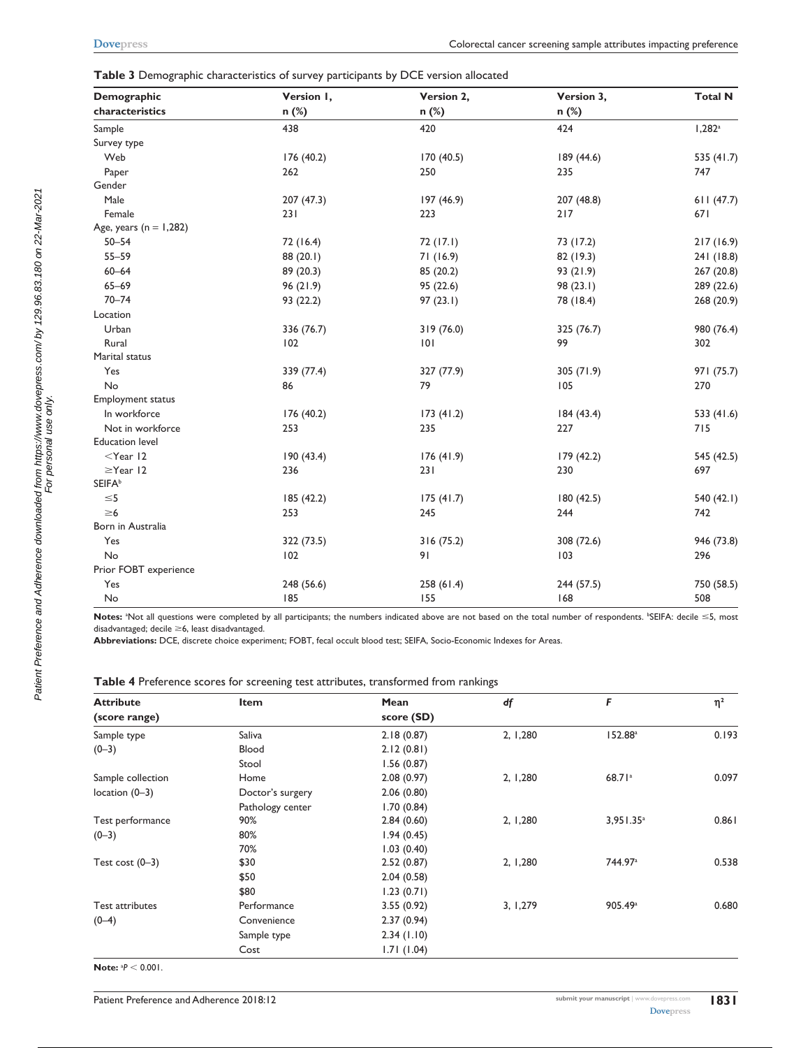**Table 3** Demographic characteristics of survey participants by DCE version allocated

| Demographic characteristics | Version 1, n (%) | Version 2, n (%) | Version 3, n (%) | Total N |
|---|---|---|---|---|
| Sample | 438 | 420 | 424 | 1,282[a] |
| Survey type | | | | |
| Web | 176 (40.2) | 170 (40.5) | 189 (44.6) | 535 (41.7) |
| Paper | 262 | 250 | 235 | 747 |
| Gender | | | | |
| Male | 207 (47.3) | 197 (46.9) | 207 (48.8) | 611 (47.7) |
| Female | 231 | 223 | 217 | 671 |
| Age, years (n = 1,282) | | | | |
| 50–54 | 72 (16.4) | 72 (17.1) | 73 (17.2) | 217 (16.9) |
| 55–59 | 88 (20.1) | 71 (16.9) | 82 (19.3) | 241 (18.8) |
| 60–64 | 89 (20.3) | 85 (20.2) | 93 (21.9) | 267 (20.8) |
| 65–69 | 96 (21.9) | 95 (22.6) | 98 (23.1) | 289 (22.6) |
| 70–74 | 93 (22.2) | 97 (23.1) | 78 (18.4) | 268 (20.9) |
| Location | | | | |
| Urban | 336 (76.7) | 319 (76.0) | 325 (76.7) | 980 (76.4) |
| Rural | 102 | 101 | 99 | 302 |
| Marital status | | | | |
| Yes | 339 (77.4) | 327 (77.9) | 305 (71.9) | 971 (75.7) |
| No | 86 | 79 | 105 | 270 |
| Employment status | | | | |
| In workforce | 176 (40.2) | 173 (41.2) | 184 (43.4) | 533 (41.6) |
| Not in workforce | 253 | 235 | 227 | 715 |
| Education level | | | | |
| <Year 12 | 190 (43.4) | 176 (41.9) | 179 (42.2) | 545 (42.5) |
| ≥Year 12 | 236 | 231 | 230 | 697 |
| SEIFA[b] | | | | |
| ≤5 | 185 (42.2) | 175 (41.7) | 180 (42.5) | 540 (42.1) |
| ≥6 | 253 | 245 | 244 | 742 |
| Born in Australia | | | | |
| Yes | 322 (73.5) | 316 (75.2) | 308 (72.6) | 946 (73.8) |
| No | 102 | 91 | 103 | 296 |
| Prior FOBT experience | | | | |
| Yes | 248 (56.6) | 258 (61.4) | 244 (57.5) | 750 (58.5) |
| No | 185 | 155 | 168 | 508 |

**Notes:** [a]Not all questions were completed by all participants; the numbers indicated above are not based on the total number of respondents. [b]SEIFA: decile ≤5, most disadvantaged; decile ≥6, least disadvantaged.
**Abbreviations:** DCE, discrete choice experiment; FOBT, fecal occult blood test; SEIFA, Socio-Economic Indexes for Areas.

**Table 4** Preference scores for screening test attributes, transformed from rankings

| Attribute (score range) | Item | Mean score (SD) | *df* | *F* | $\eta^2$ |
|---|---|---|---|---|---|
| Sample type (0–3) | Saliva | 2.18 (0.87) | 2, 1,280 | 152.88[a] | 0.193 |
| | Blood | 2.12 (0.81) | | | |
| | Stool | 1.56 (0.87) | | | |
| Sample collection location (0–3) | Home | 2.08 (0.97) | 2, 1,280 | 68.71[a] | 0.097 |
| | Doctor's surgery | 2.06 (0.80) | | | |
| | Pathology center | 1.70 (0.84) | | | |
| Test performance (0–3) | 90% | 2.84 (0.60) | 2, 1,280 | 3,951.35[a] | 0.861 |
| | 80% | 1.94 (0.45) | | | |
| | 70% | 1.03 (0.40) | | | |
| Test cost (0–3) | $30 | 2.52 (0.87) | 2, 1,280 | 744.97[a] | 0.538 |
| | $50 | 2.04 (0.58) | | | |
| | $80 | 1.23 (0.71) | | | |
| Test attributes (0–4) | Performance | 3.55 (0.92) | 3, 1,279 | 905.49[a] | 0.680 |
| | Convenience | 2.37 (0.94) | | | |
| | Sample type | 2.34 (1.10) | | | |
| | Cost | 1.71 (1.04) | | | |

**Note:** [a]$P < 0.001$.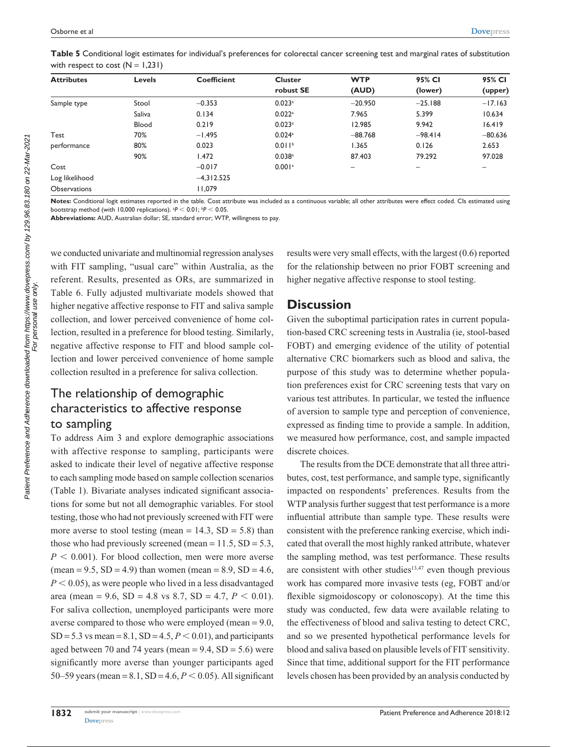**Table 5** Conditional logit estimates for individual's preferences for colorectal cancer screening test and marginal rates of substitution with respect to cost (N = 1,231)

| Attributes | Levels | Coefficient | Cluster robust SE | WTP (AUD) | 95% CI (lower) | 95% CI (upper) |
|---|---|---|---|---|---|---|
| Sample type | Stool | −0.353 | 0.023[a] | −20.950 | −25.188 | −17.163 |
| | Saliva | 0.134 | 0.022[a] | 7.965 | 5.399 | 10.634 |
| | Blood | 0.219 | 0.023[a] | 12.985 | 9.942 | 16.419 |
| Test performance | 70% | −1.495 | 0.024[a] | −88.768 | −98.414 | −80.636 |
| | 80% | 0.023 | 0.011[b] | 1.365 | 0.126 | 2.653 |
| | 90% | 1.472 | 0.038[a] | 87.403 | 79.292 | 97.028 |
| Cost | | −0.017 | 0.001[a] | – | – | – |
| Log likelihood | | −4,312.525 | | | | |
| Observations | | 11,079 | | | | |

**Notes:** Conditional logit estimates reported in the table. Cost attribute was included as a continuous variable; all other attributes were effect coded. CIs estimated using bootstrap method (with 10,000 replications). [a]$P < 0.01$; [b]$P < 0.05$.

**Abbreviations:** AUD, Australian dollar; SE, standard error; WTP, willingness to pay.

we conducted univariate and multinomial regression analyses with FIT sampling, "usual care" within Australia, as the referent. Results, presented as ORs, are summarized in Table 6. Fully adjusted multivariate models showed that higher negative affective response to FIT and saliva sample collection, and lower perceived convenience of home collection, resulted in a preference for blood testing. Similarly, negative affective response to FIT and blood sample collection and lower perceived convenience of home sample collection resulted in a preference for saliva collection.

## The relationship of demographic characteristics to affective response to sampling

To address Aim 3 and explore demographic associations with affective response to sampling, participants were asked to indicate their level of negative affective response to each sampling mode based on sample collection scenarios (Table 1). Bivariate analyses indicated significant associations for some but not all demographic variables. For stool testing, those who had not previously screened with FIT were more averse to stool testing (mean = 14.3, SD = 5.8) than those who had previously screened (mean = 11.5, SD = 5.3, $P < 0.001$). For blood collection, men were more averse (mean = 9.5, SD = 4.9) than women (mean = 8.9, SD = 4.6, $P < 0.05$), as were people who lived in a less disadvantaged area (mean = 9.6, SD = 4.8 vs 8.7, SD = 4.7, $P < 0.01$). For saliva collection, unemployed participants were more averse compared to those who were employed (mean = 9.0, SD = 5.3 vs mean = 8.1, SD = 4.5, $P < 0.01$), and participants aged between 70 and 74 years (mean = 9.4, SD = 5.6) were significantly more averse than younger participants aged 50–59 years (mean = 8.1, SD = 4.6, $P < 0.05$). All significant results were very small effects, with the largest (0.6) reported for the relationship between no prior FOBT screening and higher negative affective response to stool testing.

## Discussion

Given the suboptimal participation rates in current population-based CRC screening tests in Australia (ie, stool-based FOBT) and emerging evidence of the utility of potential alternative CRC biomarkers such as blood and saliva, the purpose of this study was to determine whether population preferences exist for CRC screening tests that vary on various test attributes. In particular, we tested the influence of aversion to sample type and perception of convenience, expressed as finding time to provide a sample. In addition, we measured how performance, cost, and sample impacted discrete choices.

The results from the DCE demonstrate that all three attributes, cost, test performance, and sample type, significantly impacted on respondents' preferences. Results from the WTP analysis further suggest that test performance is a more influential attribute than sample type. These results were consistent with the preference ranking exercise, which indicated that overall the most highly ranked attribute, whatever the sampling method, was test performance. These results are consistent with other studies[13,47] even though previous work has compared more invasive tests (eg, FOBT and/or flexible sigmoidoscopy or colonoscopy). At the time this study was conducted, few data were available relating to the effectiveness of blood and saliva testing to detect CRC, and so we presented hypothetical performance levels for blood and saliva based on plausible levels of FIT sensitivity. Since that time, additional support for the FIT performance levels chosen has been provided by an analysis conducted by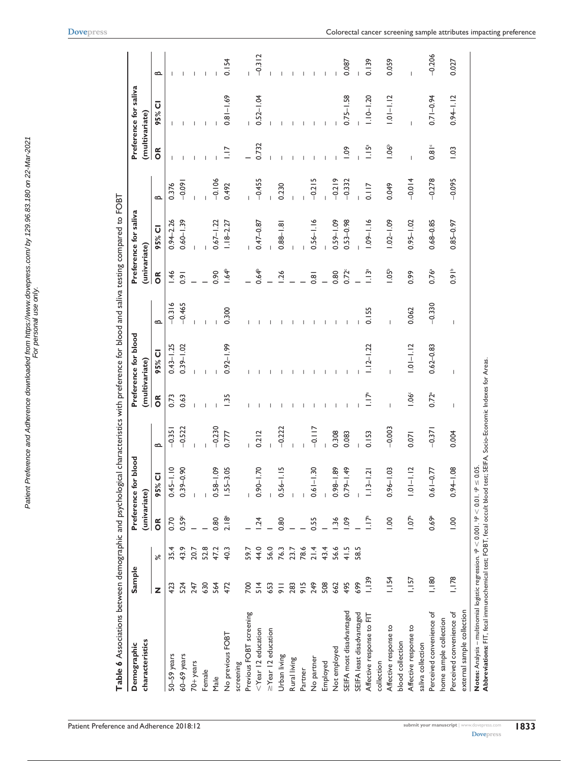**Table 6** Associations between demographic and psychological characteristics with preference for blood and saliva testing compared to FOBT

| Demographic characteristics | Sample | | Preference for blood (univariate) | | | Preference for blood (multivariate) | | | Preference for saliva (univariate) | | | Preference for saliva (multivariate) | | |
|---|---|---|---|---|---|---|---|---|---|---|---|---|---|---|
| | N | % | OR | 95% CI | β | OR | 95% CI | β | OR | 95% CI | β | OR | 95% CI | β |
| 50–59 years | 423 | 35.4 | 0.70 | 0.45–1.10 | −0.351 | 0.73 | 0.43–1.25 | −0.316 | 1.46 | 0.94–2.26 | 0.376 | – | – | – |
| 60–69 years | 524 | 43.9 | 0.59[c] | 0.39–0.90 | −0.522 | 0.63 | 0.39–1.02 | −0.465 | 0.91 | 0.60–1.39 | −0.091 | – | – | – |
| 70+ years | 247 | 20.7 | – | – | – | – | – | – | – | – | – | – | – | – |
| Female | 630 | 52.8 | – | – | – | – | – | – | – | – | – | – | – | – |
| Male | 564 | 47.2 | 0.80 | 0.58–1.09 | −0.230 | – | – | – | 0.90 | 0.67–1.22 | −0.106 | – | – | – |
| No previous FOBT screening | 472 | 40.3 | 2.18[a] | 1.55–3.05 | 0.777 | 1.35 | 0.92–1.99 | 0.300 | 1.64[b] | 1.18–2.27 | 0.492 | 1.17 | 0.81–1.69 | 0.154 |
| Previous FOBT screening | 700 | 59.7 | – | – | – | – | – | – | – | – | – | – | – | – |
| <Year 12 education | 514 | 44.0 | 1.24 | 0.90–1.70 | 0.212 | – | – | – | 0.64[b] | 0.47–0.87 | −0.455 | 0.732 | 0.52–1.04 | −0.312 |
| ≥Year 12 education | 653 | 56.0 | – | – | – | – | – | – | – | – | – | – | – | – |
| Urban living | 911 | 76.3 | 0.80 | 0.56–1.15 | −0.222 | – | – | – | 1.26 | 0.88–1.81 | 0.230 | – | – | – |
| Rural living | 283 | 23.7 | – | – | – | – | – | – | – | – | – | – | – | – |
| Partner | 915 | 78.6 | – | – | – | – | – | – | – | – | – | – | – | – |
| No partner | 249 | 21.4 | 0.55 | 0.61–1.30 | −0.117 | – | – | – | 0.81 | 0.56–1.16 | −0.215 | – | – | – |
| Employed | 508 | 43.4 | – | – | – | – | – | – | – | – | – | – | – | – |
| Not employed | 662 | 56.6 | 1.36 | 0.98–1.89 | 0.308 | – | – | – | 0.80 | 0.59–1.09 | −0.219 | – | – | – |
| SEIFA most disadvantaged | 495 | 41.5 | 1.09 | 0.79–1.49 | 0.083 | – | – | – | 0.72[c] | 0.53–0.98 | −0.332 | 1.09 | 0.75–1.58 | 0.087 |
| SEIFA least disadvantaged | 699 | 58.5 | – | – | – | – | – | – | – | – | – | – | – | – |
| Affective response to FIT collection | 1,139 | | 1.17[a] | 1.13–1.21 | 0.153 | 1.17[a] | 1.12–1.22 | 0.155 | 1.13[a] | 1.09–1.16 | 0.117 | 1.15[a] | 1.10–1.20 | 0.139 |
| Affective response to blood collection | 1,154 | | 1.00 | 0.96–1.03 | −0.003 | – | – | – | 1.05[b] | 1.02–1.09 | 0.049 | 1.06[b] | 1.01–1.12 | 0.059 |
| Affective response to saliva collection | 1,157 | | 1.07[a] | 1.01–1.12 | 0.071 | 1.06[c] | 1.01–1.12 | 0.062 | 0.99 | 0.95–1.02 | −0.014 | – | – | – |
| Perceived convenience of home sample collection | 1,180 | | 0.69[a] | 0.61–0.77 | −0.371 | 0.72[a] | 0.62–0.83 | −0.330 | 0.76[a] | 0.68–0.85 | −0.278 | 0.81[c] | 0.71–0.94 | −0.206 |
| Perceived convenience of external sample collection | 1,178 | | 1.00 | 0.94–1.08 | 0.004 | – | – | – | 0.91[b] | 0.85–0.97 | −0.095 | 1.03 | 0.94–1.12 | 0.027 |

**Notes:** Analysis – multinomial logistic regression. [a]P < 0.001. [b]P < 0.01. [c]P ≤ 0.05.
**Abbreviations:** FIT, fecal immunochemical test; FOBT, fecal occult blood test; SEIFA, Socio-Economic Indexes for Areas.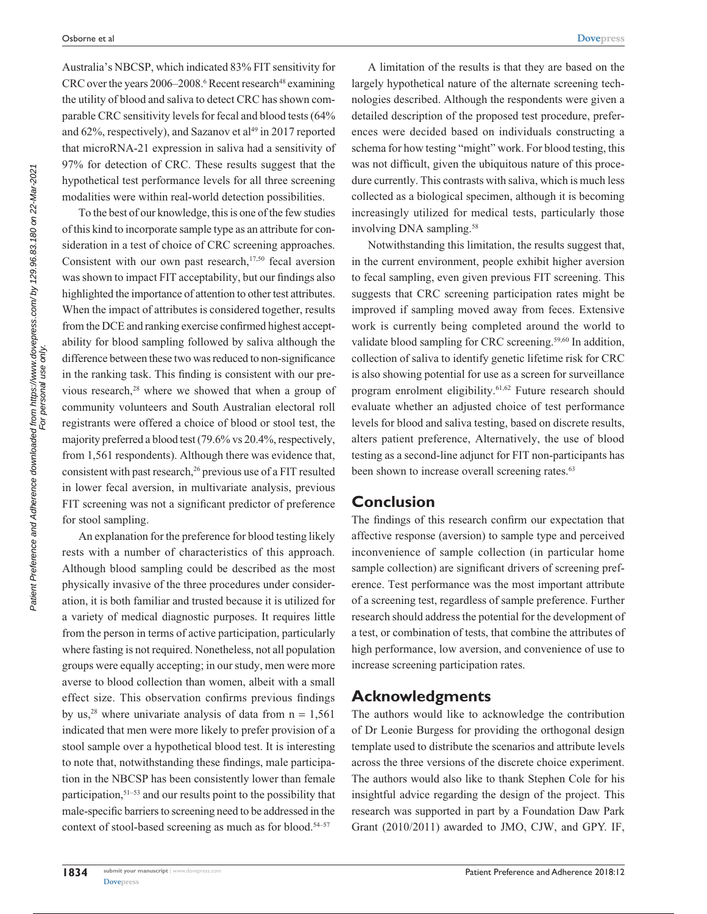Australia's NBCSP, which indicated 83% FIT sensitivity for CRC over the years 2006–2008.[6] Recent research[48] examining the utility of blood and saliva to detect CRC has shown comparable CRC sensitivity levels for fecal and blood tests (64% and 62%, respectively), and Sazanov et al[49] in 2017 reported that microRNA-21 expression in saliva had a sensitivity of 97% for detection of CRC. These results suggest that the hypothetical test performance levels for all three screening modalities were within real-world detection possibilities.

To the best of our knowledge, this is one of the few studies of this kind to incorporate sample type as an attribute for consideration in a test of choice of CRC screening approaches. Consistent with our own past research,[17,50] fecal aversion was shown to impact FIT acceptability, but our findings also highlighted the importance of attention to other test attributes. When the impact of attributes is considered together, results from the DCE and ranking exercise confirmed highest acceptability for blood sampling followed by saliva although the difference between these two was reduced to non-significance in the ranking task. This finding is consistent with our previous research,[28] where we showed that when a group of community volunteers and South Australian electoral roll registrants were offered a choice of blood or stool test, the majority preferred a blood test (79.6% vs 20.4%, respectively, from 1,561 respondents). Although there was evidence that, consistent with past research,[26] previous use of a FIT resulted in lower fecal aversion, in multivariate analysis, previous FIT screening was not a significant predictor of preference for stool sampling.

An explanation for the preference for blood testing likely rests with a number of characteristics of this approach. Although blood sampling could be described as the most physically invasive of the three procedures under consideration, it is both familiar and trusted because it is utilized for a variety of medical diagnostic purposes. It requires little from the person in terms of active participation, particularly where fasting is not required. Nonetheless, not all population groups were equally accepting; in our study, men were more averse to blood collection than women, albeit with a small effect size. This observation confirms previous findings by us,[28] where univariate analysis of data from n = 1,561 indicated that men were more likely to prefer provision of a stool sample over a hypothetical blood test. It is interesting to note that, notwithstanding these findings, male participation in the NBCSP has been consistently lower than female participation,[51–53] and our results point to the possibility that male-specific barriers to screening need to be addressed in the context of stool-based screening as much as for blood.[54–57]

A limitation of the results is that they are based on the largely hypothetical nature of the alternate screening technologies described. Although the respondents were given a detailed description of the proposed test procedure, preferences were decided based on individuals constructing a schema for how testing "might" work. For blood testing, this was not difficult, given the ubiquitous nature of this procedure currently. This contrasts with saliva, which is much less collected as a biological specimen, although it is becoming increasingly utilized for medical tests, particularly those involving DNA sampling.[58]

Notwithstanding this limitation, the results suggest that, in the current environment, people exhibit higher aversion to fecal sampling, even given previous FIT screening. This suggests that CRC screening participation rates might be improved if sampling moved away from feces. Extensive work is currently being completed around the world to validate blood sampling for CRC screening.[59,60] In addition, collection of saliva to identify genetic lifetime risk for CRC is also showing potential for use as a screen for surveillance program enrolment eligibility.[61,62] Future research should evaluate whether an adjusted choice of test performance levels for blood and saliva testing, based on discrete results, alters patient preference, Alternatively, the use of blood testing as a second-line adjunct for FIT non-participants has been shown to increase overall screening rates.[63]

## Conclusion

The findings of this research confirm our expectation that affective response (aversion) to sample type and perceived inconvenience of sample collection (in particular home sample collection) are significant drivers of screening preference. Test performance was the most important attribute of a screening test, regardless of sample preference. Further research should address the potential for the development of a test, or combination of tests, that combine the attributes of high performance, low aversion, and convenience of use to increase screening participation rates.

## Acknowledgments

The authors would like to acknowledge the contribution of Dr Leonie Burgess for providing the orthogonal design template used to distribute the scenarios and attribute levels across the three versions of the discrete choice experiment. The authors would also like to thank Stephen Cole for his insightful advice regarding the design of the project. This research was supported in part by a Foundation Daw Park Grant (2010/2011) awarded to JMO, CJW, and GPY. IF,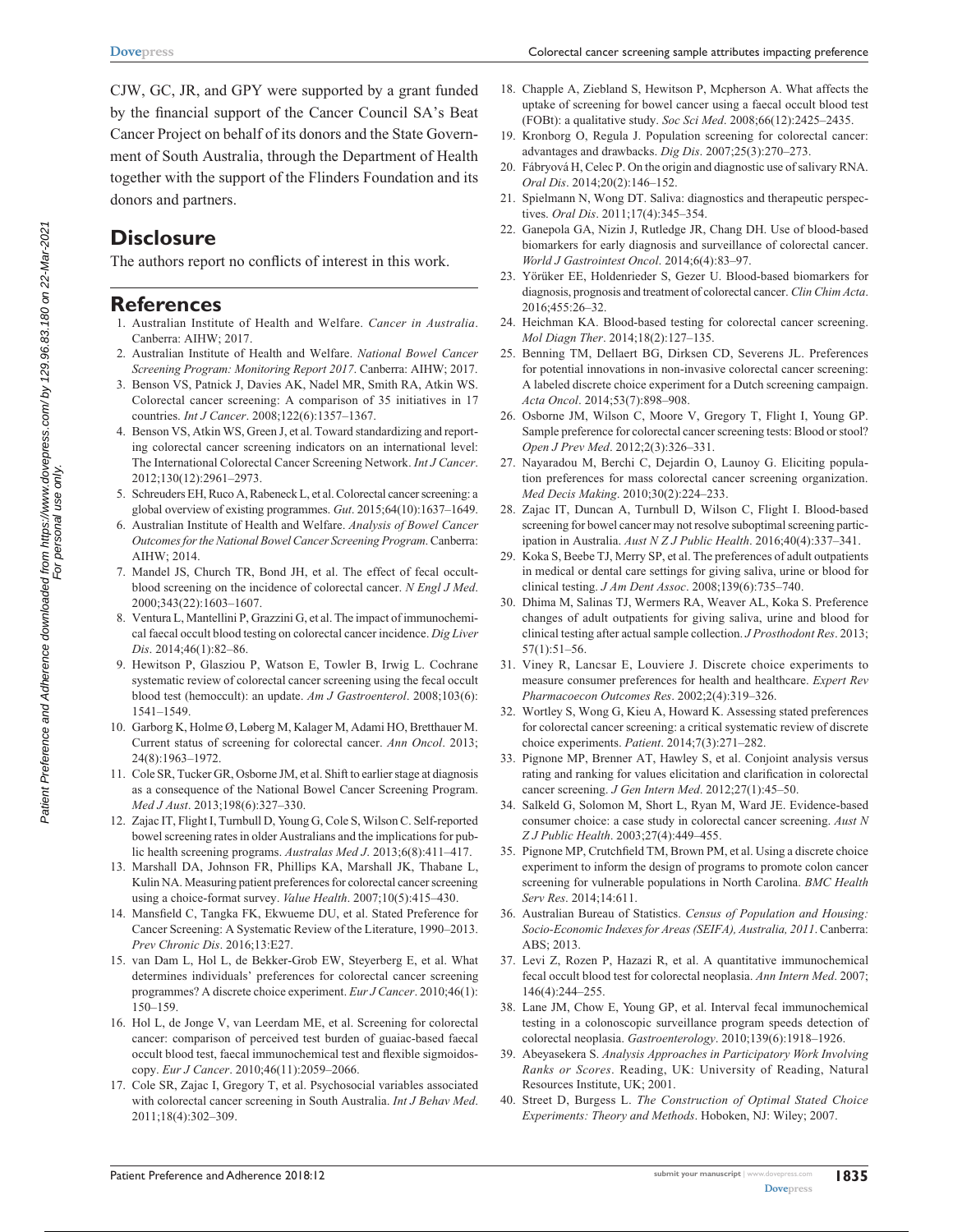CJW, GC, JR, and GPY were supported by a grant funded by the financial support of the Cancer Council SA's Beat Cancer Project on behalf of its donors and the State Government of South Australia, through the Department of Health together with the support of the Flinders Foundation and its donors and partners.

## Disclosure

The authors report no conflicts of interest in this work.

## References

1. Australian Institute of Health and Welfare. *Cancer in Australia*. Canberra: AIHW; 2017.
2. Australian Institute of Health and Welfare. *National Bowel Cancer Screening Program: Monitoring Report 2017*. Canberra: AIHW; 2017.
3. Benson VS, Patnick J, Davies AK, Nadel MR, Smith RA, Atkin WS. Colorectal cancer screening: A comparison of 35 initiatives in 17 countries. *Int J Cancer*. 2008;122(6):1357–1367.
4. Benson VS, Atkin WS, Green J, et al. Toward standardizing and reporting colorectal cancer screening indicators on an international level: The International Colorectal Cancer Screening Network. *Int J Cancer*. 2012;130(12):2961–2973.
5. Schreuders EH, Ruco A, Rabeneck L, et al. Colorectal cancer screening: a global overview of existing programmes. *Gut*. 2015;64(10):1637–1649.
6. Australian Institute of Health and Welfare. *Analysis of Bowel Cancer Outcomes for the National Bowel Cancer Screening Program*. Canberra: AIHW; 2014.
7. Mandel JS, Church TR, Bond JH, et al. The effect of fecal occult-blood screening on the incidence of colorectal cancer. *N Engl J Med*. 2000;343(22):1603–1607.
8. Ventura L, Mantellini P, Grazzini G, et al. The impact of immunochemical faecal occult blood testing on colorectal cancer incidence. *Dig Liver Dis*. 2014;46(1):82–86.
9. Hewitson P, Glasziou P, Watson E, Towler B, Irwig L. Cochrane systematic review of colorectal cancer screening using the fecal occult blood test (hemoccult): an update. *Am J Gastroenterol*. 2008;103(6):1541–1549.
10. Garborg K, Holme Ø, Løberg M, Kalager M, Adami HO, Bretthauer M. Current status of screening for colorectal cancer. *Ann Oncol*. 2013;24(8):1963–1972.
11. Cole SR, Tucker GR, Osborne JM, et al. Shift to earlier stage at diagnosis as a consequence of the National Bowel Cancer Screening Program. *Med J Aust*. 2013;198(6):327–330.
12. Zajac IT, Flight I, Turnbull D, Young G, Cole S, Wilson C. Self-reported bowel screening rates in older Australians and the implications for public health screening programs. *Australas Med J*. 2013;6(8):411–417.
13. Marshall DA, Johnson FR, Phillips KA, Marshall JK, Thabane L, Kulin NA. Measuring patient preferences for colorectal cancer screening using a choice-format survey. *Value Health*. 2007;10(5):415–430.
14. Mansfield C, Tangka FK, Ekwueme DU, et al. Stated Preference for Cancer Screening: A Systematic Review of the Literature, 1990–2013. *Prev Chronic Dis*. 2016;13:E27.
15. van Dam L, Hol L, de Bekker-Grob EW, Steyerberg E, et al. What determines individuals' preferences for colorectal cancer screening programmes? A discrete choice experiment. *Eur J Cancer*. 2010;46(1):150–159.
16. Hol L, de Jonge V, van Leerdam ME, et al. Screening for colorectal cancer: comparison of perceived test burden of guaiac-based faecal occult blood test, faecal immunochemical test and flexible sigmoidoscopy. *Eur J Cancer*. 2010;46(11):2059–2066.
17. Cole SR, Zajac I, Gregory T, et al. Psychosocial variables associated with colorectal cancer screening in South Australia. *Int J Behav Med*. 2011;18(4):302–309.
18. Chapple A, Ziebland S, Hewitson P, Mcpherson A. What affects the uptake of screening for bowel cancer using a faecal occult blood test (FOBt): a qualitative study. *Soc Sci Med*. 2008;66(12):2425–2435.
19. Kronborg O, Regula J. Population screening for colorectal cancer: advantages and drawbacks. *Dig Dis*. 2007;25(3):270–273.
20. Fábryová H, Celec P. On the origin and diagnostic use of salivary RNA. *Oral Dis*. 2014;20(2):146–152.
21. Spielmann N, Wong DT. Saliva: diagnostics and therapeutic perspectives. *Oral Dis*. 2011;17(4):345–354.
22. Ganepola GA, Nizin J, Rutledge JR, Chang DH. Use of blood-based biomarkers for early diagnosis and surveillance of colorectal cancer. *World J Gastrointest Oncol*. 2014;6(4):83–97.
23. Yörüker EE, Holdenrieder S, Gezer U. Blood-based biomarkers for diagnosis, prognosis and treatment of colorectal cancer. *Clin Chim Acta*. 2016;455:26–32.
24. Heichman KA. Blood-based testing for colorectal cancer screening. *Mol Diagn Ther*. 2014;18(2):127–135.
25. Benning TM, Dellaert BG, Dirksen CD, Severens JL. Preferences for potential innovations in non-invasive colorectal cancer screening: A labeled discrete choice experiment for a Dutch screening campaign. *Acta Oncol*. 2014;53(7):898–908.
26. Osborne JM, Wilson C, Moore V, Gregory T, Flight I, Young GP. Sample preference for colorectal cancer screening tests: Blood or stool? *Open J Prev Med*. 2012;2(3):326–331.
27. Nayaradou M, Berchi C, Dejardin O, Launoy G. Eliciting population preferences for mass colorectal cancer screening organization. *Med Decis Making*. 2010;30(2):224–233.
28. Zajac IT, Duncan A, Turnbull D, Wilson C, Flight I. Blood-based screening for bowel cancer may not resolve suboptimal screening participation in Australia. *Aust N Z J Public Health*. 2016;40(4):337–341.
29. Koka S, Beebe TJ, Merry SP, et al. The preferences of adult outpatients in medical or dental care settings for giving saliva, urine or blood for clinical testing. *J Am Dent Assoc*. 2008;139(6):735–740.
30. Dhima M, Salinas TJ, Wermers RA, Weaver AL, Koka S. Preference changes of adult outpatients for giving saliva, urine and blood for clinical testing after actual sample collection. *J Prosthodont Res*. 2013;57(1):51–56.
31. Viney R, Lancsar E, Louviere J. Discrete choice experiments to measure consumer preferences for health and healthcare. *Expert Rev Pharmacoecon Outcomes Res*. 2002;2(4):319–326.
32. Wortley S, Wong G, Kieu A, Howard K. Assessing stated preferences for colorectal cancer screening: a critical systematic review of discrete choice experiments. *Patient*. 2014;7(3):271–282.
33. Pignone MP, Brenner AT, Hawley S, et al. Conjoint analysis versus rating and ranking for values elicitation and clarification in colorectal cancer screening. *J Gen Intern Med*. 2012;27(1):45–50.
34. Salkeld G, Solomon M, Short L, Ryan M, Ward JE. Evidence-based consumer choice: a case study in colorectal cancer screening. *Aust N Z J Public Health*. 2003;27(4):449–455.
35. Pignone MP, Crutchfield TM, Brown PM, et al. Using a discrete choice experiment to inform the design of programs to promote colon cancer screening for vulnerable populations in North Carolina. *BMC Health Serv Res*. 2014;14:611.
36. Australian Bureau of Statistics. *Census of Population and Housing: Socio-Economic Indexes for Areas (SEIFA), Australia, 2011*. Canberra: ABS; 2013.
37. Levi Z, Rozen P, Hazazi R, et al. A quantitative immunochemical fecal occult blood test for colorectal neoplasia. *Ann Intern Med*. 2007;146(4):244–255.
38. Lane JM, Chow E, Young GP, et al. Interval fecal immunochemical testing in a colonoscopic surveillance program speeds detection of colorectal neoplasia. *Gastroenterology*. 2010;139(6):1918–1926.
39. Abeyasekera S. *Analysis Approaches in Participatory Work Involving Ranks or Scores*. Reading, UK: University of Reading, Natural Resources Institute, UK; 2001.
40. Street D, Burgess L. *The Construction of Optimal Stated Choice Experiments: Theory and Methods*. Hoboken, NJ: Wiley; 2007.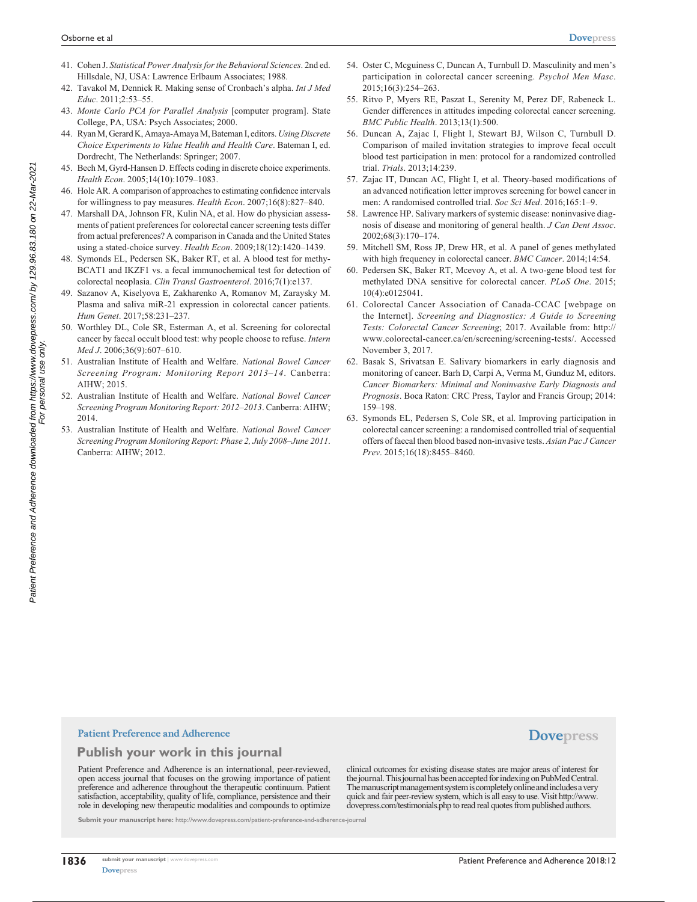41. Cohen J. *Statistical Power Analysis for the Behavioral Sciences*. 2nd ed. Hillsdale, NJ, USA: Lawrence Erlbaum Associates; 1988.
42. Tavakol M, Dennick R. Making sense of Cronbach's alpha. *Int J Med Educ*. 2011;2:53–55.
43. *Monte Carlo PCA for Parallel Analysis* [computer program]. State College, PA, USA: Psych Associates; 2000.
44. Ryan M, Gerard K, Amaya-Amaya M, Bateman I, editors. *Using Discrete Choice Experiments to Value Health and Health Care*. Bateman I, ed. Dordrecht, The Netherlands: Springer; 2007.
45. Bech M, Gyrd-Hansen D. Effects coding in discrete choice experiments. *Health Econ*. 2005;14(10):1079–1083.
46. Hole AR. A comparison of approaches to estimating confidence intervals for willingness to pay measures. *Health Econ*. 2007;16(8):827–840.
47. Marshall DA, Johnson FR, Kulin NA, et al. How do physician assessments of patient preferences for colorectal cancer screening tests differ from actual preferences? A comparison in Canada and the United States using a stated-choice survey. *Health Econ*. 2009;18(12):1420–1439.
48. Symonds EL, Pedersen SK, Baker RT, et al. A blood test for methyBCAT1 and IKZF1 vs. a fecal immunochemical test for detection of colorectal neoplasia. *Clin Transl Gastroenterol*. 2016;7(1):e137.
49. Sazanov A, Kiselyova E, Zakharenko A, Romanov M, Zaraysky M. Plasma and saliva miR-21 expression in colorectal cancer patients. *Hum Genet*. 2017;58:231–237.
50. Worthley DL, Cole SR, Esterman A, et al. Screening for colorectal cancer by faecal occult blood test: why people choose to refuse. *Intern Med J*. 2006;36(9):607–610.
51. Australian Institute of Health and Welfare. *National Bowel Cancer Screening Program: Monitoring Report 2013–14*. Canberra: AIHW; 2015.
52. Australian Institute of Health and Welfare. *National Bowel Cancer Screening Program Monitoring Report: 2012–2013*. Canberra: AIHW; 2014.
53. Australian Institute of Health and Welfare. *National Bowel Cancer Screening Program Monitoring Report: Phase 2, July 2008–June 2011*. Canberra: AIHW; 2012.
54. Oster C, Mcguiness C, Duncan A, Turnbull D. Masculinity and men's participation in colorectal cancer screening. *Psychol Men Masc*. 2015;16(3):254–263.
55. Ritvo P, Myers RE, Paszat L, Serenity M, Perez DF, Rabeneck L. Gender differences in attitudes impeding colorectal cancer screening. *BMC Public Health*. 2013;13(1):500.
56. Duncan A, Zajac I, Flight I, Stewart BJ, Wilson C, Turnbull D. Comparison of mailed invitation strategies to improve fecal occult blood test participation in men: protocol for a randomized controlled trial. *Trials*. 2013;14:239.
57. Zajac IT, Duncan AC, Flight I, et al. Theory-based modifications of an advanced notification letter improves screening for bowel cancer in men: A randomised controlled trial. *Soc Sci Med*. 2016;165:1–9.
58. Lawrence HP. Salivary markers of systemic disease: noninvasive diagnosis of disease and monitoring of general health. *J Can Dent Assoc*. 2002;68(3):170–174.
59. Mitchell SM, Ross JP, Drew HR, et al. A panel of genes methylated with high frequency in colorectal cancer. *BMC Cancer*. 2014;14:54.
60. Pedersen SK, Baker RT, Mcevoy A, et al. A two-gene blood test for methylated DNA sensitive for colorectal cancer. *PLoS One*. 2015; 10(4):e0125041.
61. Colorectal Cancer Association of Canada-CCAC [webpage on the Internet]. *Screening and Diagnostics: A Guide to Screening Tests: Colorectal Cancer Screening*; 2017. Available from: http://www.colorectal-cancer.ca/en/screening/screening-tests/. Accessed November 3, 2017.
62. Basak S, Srivatsan E. Salivary biomarkers in early diagnosis and monitoring of cancer. Barh D, Carpi A, Verma M, Gunduz M, editors. *Cancer Biomarkers: Minimal and Noninvasive Early Diagnosis and Prognosis*. Boca Raton: CRC Press, Taylor and Francis Group; 2014: 159–198.
63. Symonds EL, Pedersen S, Cole SR, et al. Improving participation in colorectal cancer screening: a randomised controlled trial of sequential offers of faecal then blood based non-invasive tests. *Asian Pac J Cancer Prev*. 2015;16(18):8455–8460.

**Patient Preference and Adherence**

## Publish your work in this journal

Patient Preference and Adherence is an international, peer-reviewed, open access journal that focuses on the growing importance of patient preference and adherence throughout the therapeutic continuum. Patient satisfaction, acceptability, quality of life, compliance, persistence and their role in developing new therapeutic modalities and compounds to optimize clinical outcomes for existing disease states are major areas of interest for the journal. This journal has been accepted for indexing on PubMed Central. The manuscript management system is completely online and includes a very quick and fair peer-review system, which is all easy to use. Visit http://www.dovepress.com/testimonials.php to read real quotes from published authors.

**Submit your manuscript here:** http://www.dovepress.com/patient-preference-and-adherence-journal